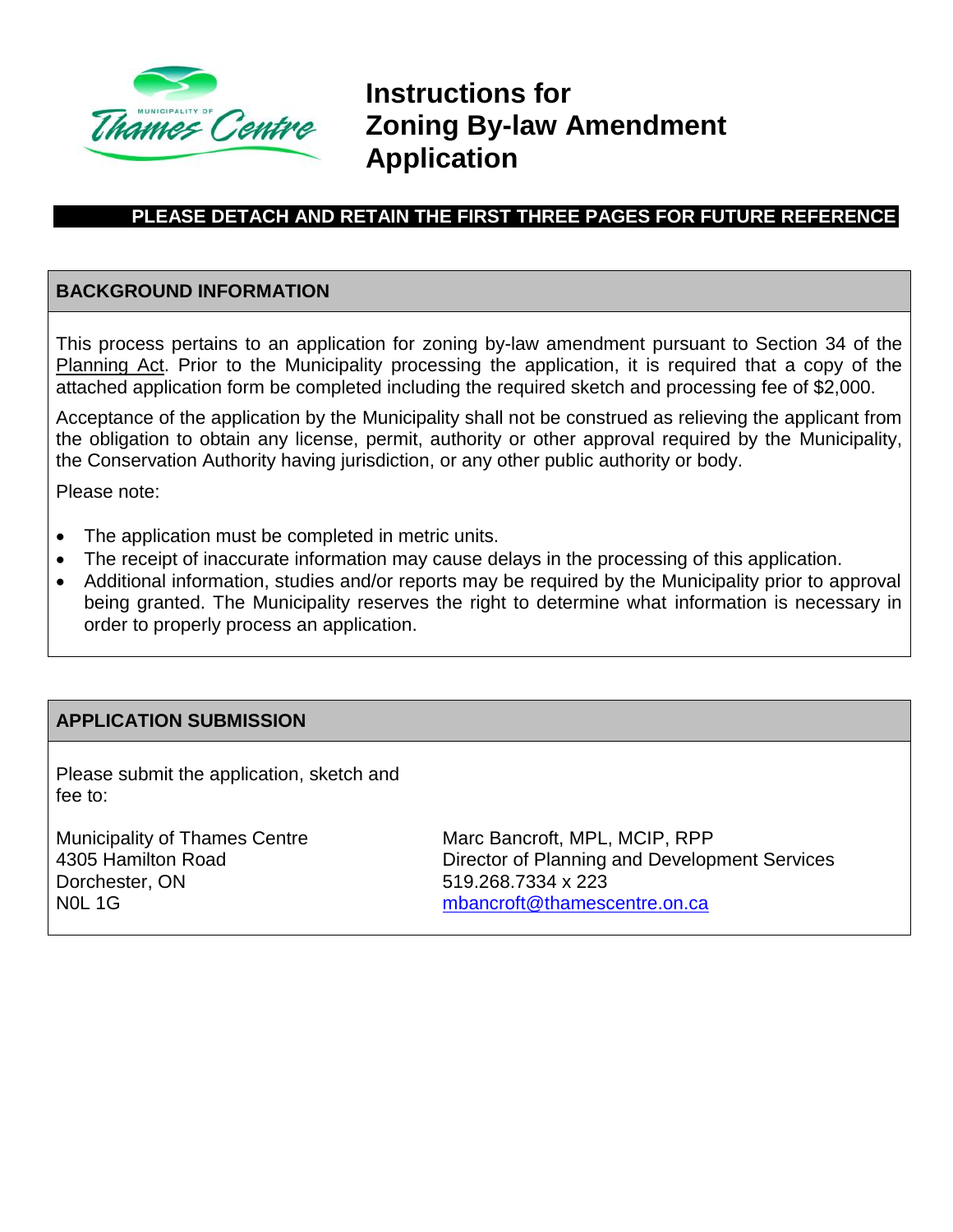# Instructions for Zoning By-law Amendment Application

**PLEASE DETACH AND RETAIN THE FIRST THREE PAGES FOR FUTURE REFERENCE**

## BACKGROUND INFORMATION

This process pertains to an application for zoning by-law amendment pursuant to Section 34 of the Planning Act. Prior to the Municipality processing the application, it is required that a copy of the attached application form be completed including the required sketch and processing fee of $2,000.

Acceptance of the application by the Municipality shall not be construed as relieving the applicant from the obligation to obtain any license, permit, authority or other approval required by the Municipality, the Conservation Authority having jurisdiction, or any other public authority or body.

Please note:

- The application must be completed in metric units.
- The receipt of inaccurate information may cause delays in the processing of this application.
- Additional information, studies and/or reports may be required by the Municipality prior to approval being granted. The Municipality reserves the right to determine what information is necessary in order to properly process an application.

## APPLICATION SUBMISSION

Please submit the application, sketch and fee to:

Municipality of Thames Centre
4305 Hamilton Road
Dorchester, ON
N0L 1G

Marc Bancroft, MPL, MCIP, RPP
Director of Planning and Development Services
519.268.7334 x 223
mbancroft@thamescentre.on.ca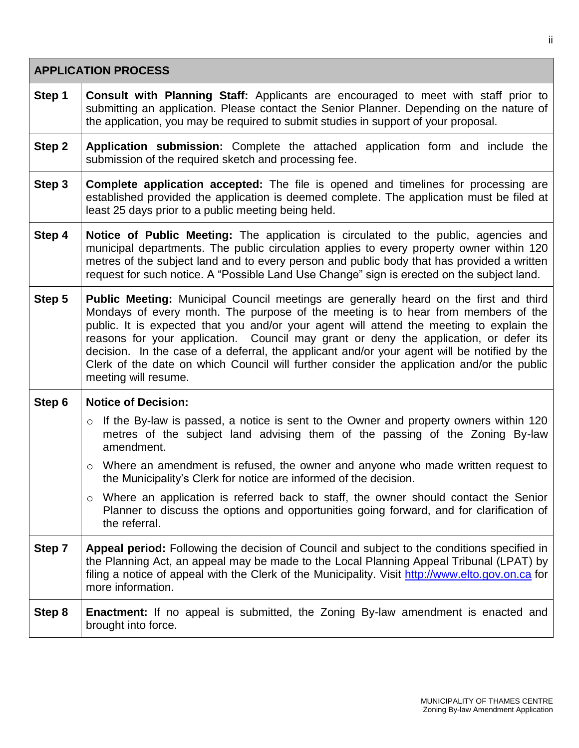| APPLICATION PROCESS | |
|---|---|
| **Step 1** | **Consult with Planning Staff:** Applicants are encouraged to meet with staff prior to submitting an application. Please contact the Senior Planner. Depending on the nature of the application, you may be required to submit studies in support of your proposal. |
| **Step 2** | **Application submission:** Complete the attached application form and include the submission of the required sketch and processing fee. |
| **Step 3** | **Complete application accepted:** The file is opened and timelines for processing are established provided the application is deemed complete. The application must be filed at least 25 days prior to a public meeting being held. |
| **Step 4** | **Notice of Public Meeting:** The application is circulated to the public, agencies and municipal departments. The public circulation applies to every property owner within 120 metres of the subject land and to every person and public body that has provided a written request for such notice. A "Possible Land Use Change" sign is erected on the subject land. |
| **Step 5** | **Public Meeting:** Municipal Council meetings are generally heard on the first and third Mondays of every month. The purpose of the meeting is to hear from members of the public. It is expected that you and/or your agent will attend the meeting to explain the reasons for your application. Council may grant or deny the application, or defer its decision. In the case of a deferral, the applicant and/or your agent will be notified by the Clerk of the date on which Council will further consider the application and/or the public meeting will resume. |
| **Step 6** | **Notice of Decision:**<br>○ If the By-law is passed, a notice is sent to the Owner and property owners within 120 metres of the subject land advising them of the passing of the Zoning By-law amendment.<br>○ Where an amendment is refused, the owner and anyone who made written request to the Municipality's Clerk for notice are informed of the decision.<br>○ Where an application is referred back to staff, the owner should contact the Senior Planner to discuss the options and opportunities going forward, and for clarification of the referral. |
| **Step 7** | **Appeal period:** Following the decision of Council and subject to the conditions specified in the Planning Act, an appeal may be made to the Local Planning Appeal Tribunal (LPAT) by filing a notice of appeal with the Clerk of the Municipality. Visit http://www.elto.gov.on.ca for more information. |
| **Step 8** | **Enactment:** If no appeal is submitted, the Zoning By-law amendment is enacted and brought into force. |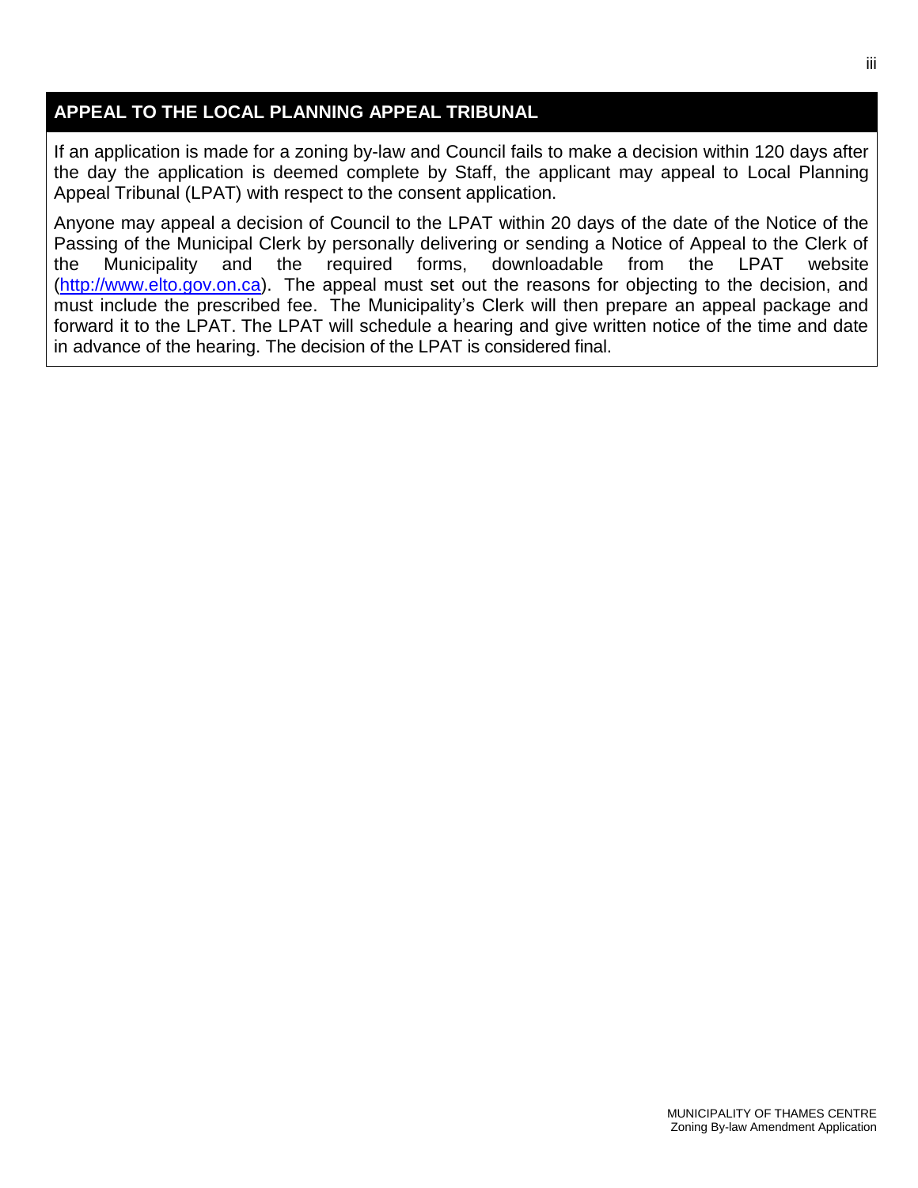## APPEAL TO THE LOCAL PLANNING APPEAL TRIBUNAL

If an application is made for a zoning by-law and Council fails to make a decision within 120 days after the day the application is deemed complete by Staff, the applicant may appeal to Local Planning Appeal Tribunal (LPAT) with respect to the consent application.

Anyone may appeal a decision of Council to the LPAT within 20 days of the date of the Notice of the Passing of the Municipal Clerk by personally delivering or sending a Notice of Appeal to the Clerk of the Municipality and the required forms, downloadable from the LPAT website (http://www.elto.gov.on.ca). The appeal must set out the reasons for objecting to the decision, and must include the prescribed fee. The Municipality's Clerk will then prepare an appeal package and forward it to the LPAT. The LPAT will schedule a hearing and give written notice of the time and date in advance of the hearing. The decision of the LPAT is considered final.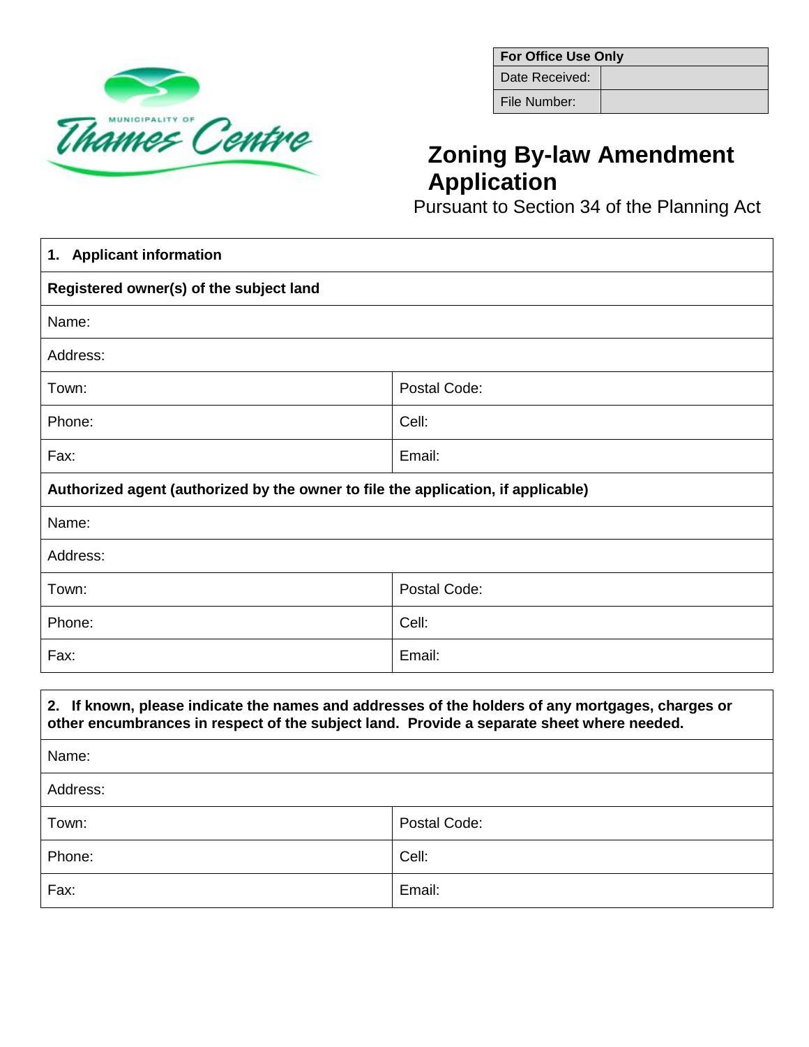| For Office Use Only | |
|---|---|
| Date Received: | |
| File Number: | |

# Zoning By-law Amendment Application

Pursuant to Section 34 of the Planning Act

| **1. Applicant information** | |
|---|---|
| **Registered owner(s) of the subject land** | |
| Name: | |
| Address: | |
| Town: | Postal Code: |
| Phone: | Cell: |
| Fax: | Email: |
| **Authorized agent (authorized by the owner to file the application, if applicable)** | |
| Name: | |
| Address: | |
| Town: | Postal Code: |
| Phone: | Cell: |
| Fax: | Email: |

| **2. If known, please indicate the names and addresses of the holders of any mortgages, charges or other encumbrances in respect of the subject land. Provide a separate sheet where needed.** | |
|---|---|
| Name: | |
| Address: | |
| Town: | Postal Code: |
| Phone: | Cell: |
| Fax: | Email: |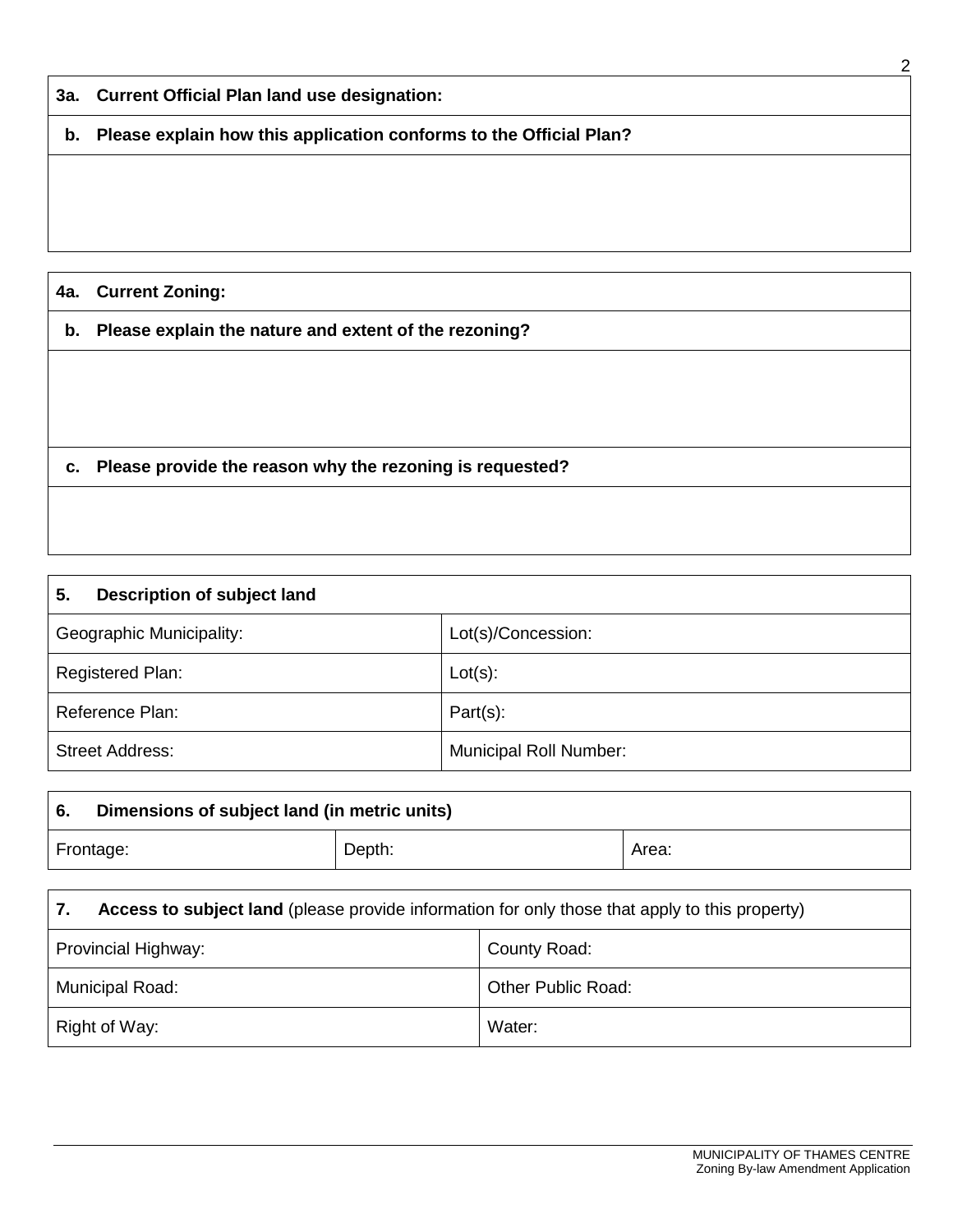**3a. Current Official Plan land use designation:**

**b. Please explain how this application conforms to the Official Plan?**

**4a. Current Zoning:**

**b. Please explain the nature and extent of the rezoning?**

**c. Please provide the reason why the rezoning is requested?**

| **5. Description of subject land** | |
|---|---|
| Geographic Municipality: | Lot(s)/Concession: |
| Registered Plan: | Lot(s): |
| Reference Plan: | Part(s): |
| Street Address: | Municipal Roll Number: |

| **6. Dimensions of subject land (in metric units)** | | |
|---|---|---|
| Frontage: | Depth: | Area: |

| **7. Access to subject land** (please provide information for only those that apply to this property) | |
|---|---|
| Provincial Highway: | County Road: |
| Municipal Road: | Other Public Road: |
| Right of Way: | Water: |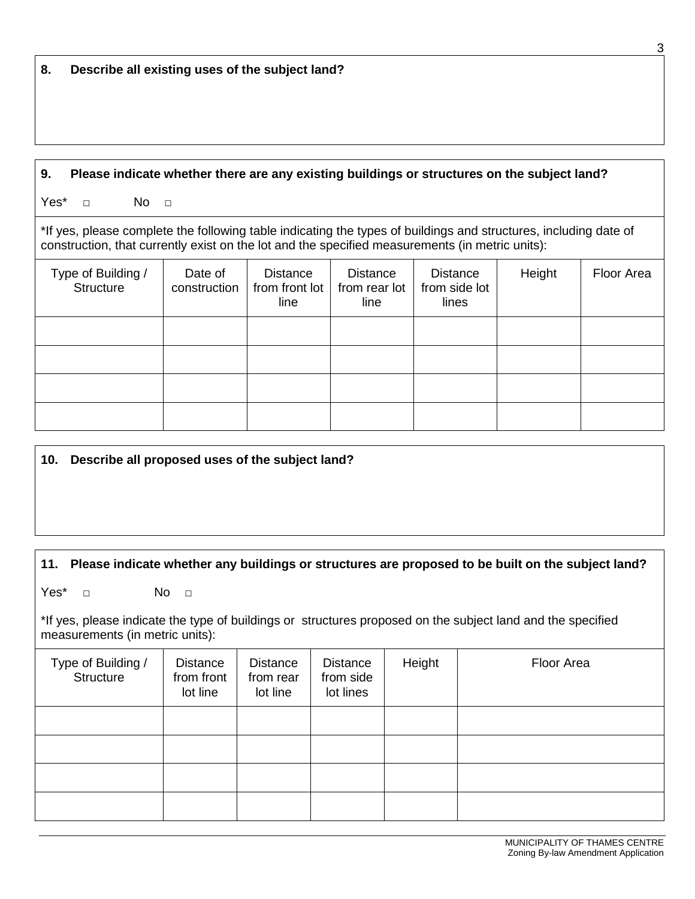**8. Describe all existing uses of the subject land?**

**9. Please indicate whether there are any existing buildings or structures on the subject land?**

Yes* □ No □

*If yes, please complete the following table indicating the types of buildings and structures, including date of construction, that currently exist on the lot and the specified measurements (in metric units):

| Type of Building / Structure | Date of construction | Distance from front lot line | Distance from rear lot line | Distance from side lot lines | Height | Floor Area |
|---|---|---|---|---|---|---|
| | | | | | | |
| | | | | | | |
| | | | | | | |
| | | | | | | |

**10. Describe all proposed uses of the subject land?**

**11. Please indicate whether any buildings or structures are proposed to be built on the subject land?**

Yes* □ No □

*If yes, please indicate the type of buildings or structures proposed on the subject land and the specified measurements (in metric units):

| Type of Building / Structure | Distance from front lot line | Distance from rear lot line | Distance from side lot lines | Height | Floor Area |
|---|---|---|---|---|---|
| | | | | | |
| | | | | | |
| | | | | | |
| | | | | | |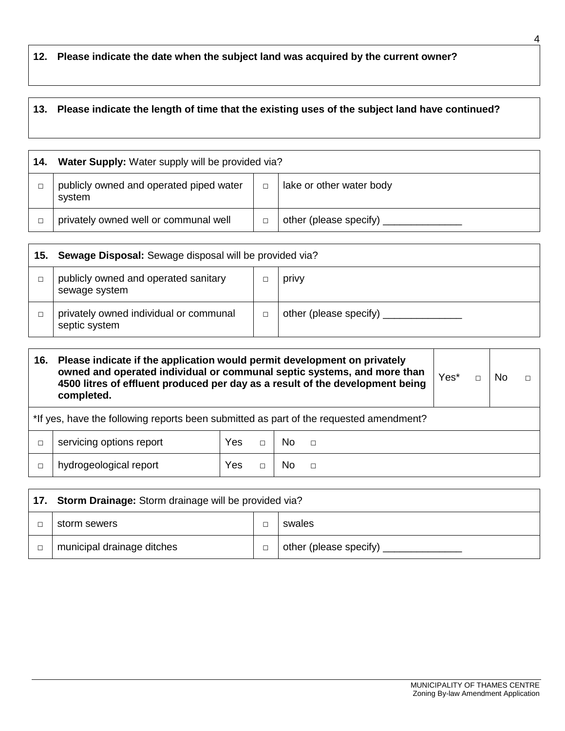**12. Please indicate the date when the subject land was acquired by the current owner?**

**13. Please indicate the length of time that the existing uses of the subject land have continued?**

| **14. Water Supply:** Water supply will be provided via? | | | |
|---|---|---|---|
| □ | publicly owned and operated piped water system | □ | lake or other water body |
| □ | privately owned well or communal well | □ | other (please specify) ______________ |

| **15. Sewage Disposal:** Sewage disposal will be provided via? | | | |
|---|---|---|---|
| □ | publicly owned and operated sanitary sewage system | □ | privy |
| □ | privately owned individual or communal septic system | □ | other (please specify) ______________ |

| **16. Please indicate if the application would permit development on privately owned and operated individual or communal septic systems, and more than 4500 litres of effluent produced per day as a result of the development being completed.** | | Yes* □ | No □ |
|---|---|---|---|
| *If yes, have the following reports been submitted as part of the requested amendment? | | | |
| □ | servicing options report | Yes □ | No □ |
| □ | hydrogeological report | Yes □ | No □ |

| **17. Storm Drainage:** Storm drainage will be provided via? | | | |
|---|---|---|---|
| □ | storm sewers | □ | swales |
| □ | municipal drainage ditches | □ | other (please specify) ______________ |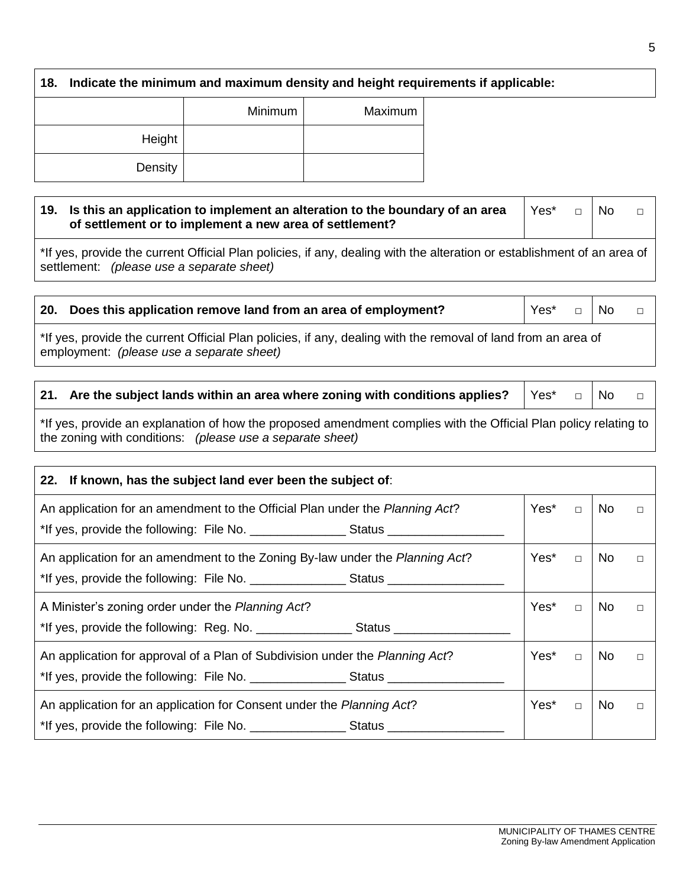**18. Indicate the minimum and maximum density and height requirements if applicable:**

| | Minimum | Maximum |
|---|---|---|
| Height | | |
| Density | | |

**19. Is this an application to implement an alteration to the boundary of an area of settlement or to implement a new area of settlement?** Yes* □ No □

*If yes, provide the current Official Plan policies, if any, dealing with the alteration or establishment of an area of settlement: *(please use a separate sheet)*

**20. Does this application remove land from an area of employment?** Yes* □ No □

*If yes, provide the current Official Plan policies, if any, dealing with the removal of land from an area of employment: *(please use a separate sheet)*

**21. Are the subject lands within an area where zoning with conditions applies?** Yes* □ No □

*If yes, provide an explanation of how the proposed amendment complies with the Official Plan policy relating to the zoning with conditions: *(please use a separate sheet)*

**22. If known, has the subject land ever been the subject of**:

| | Yes* | No |
|---|---|---|
| An application for an amendment to the Official Plan under the *Planning Act*?<br>*If yes, provide the following: File No. ______________ Status _________________ | □ | □ |
| An application for an amendment to the Zoning By-law under the *Planning Act*?<br>*If yes, provide the following: File No. ______________ Status _________________ | □ | □ |
| A Minister's zoning order under the *Planning Act*?<br>*If yes, provide the following: Reg. No. ______________ Status _________________ | □ | □ |
| An application for approval of a Plan of Subdivision under the *Planning Act*?<br>*If yes, provide the following: File No. ______________ Status _________________ | □ | □ |
| An application for an application for Consent under the *Planning Act*?<br>*If yes, provide the following: File No. ______________ Status _________________ | □ | □ |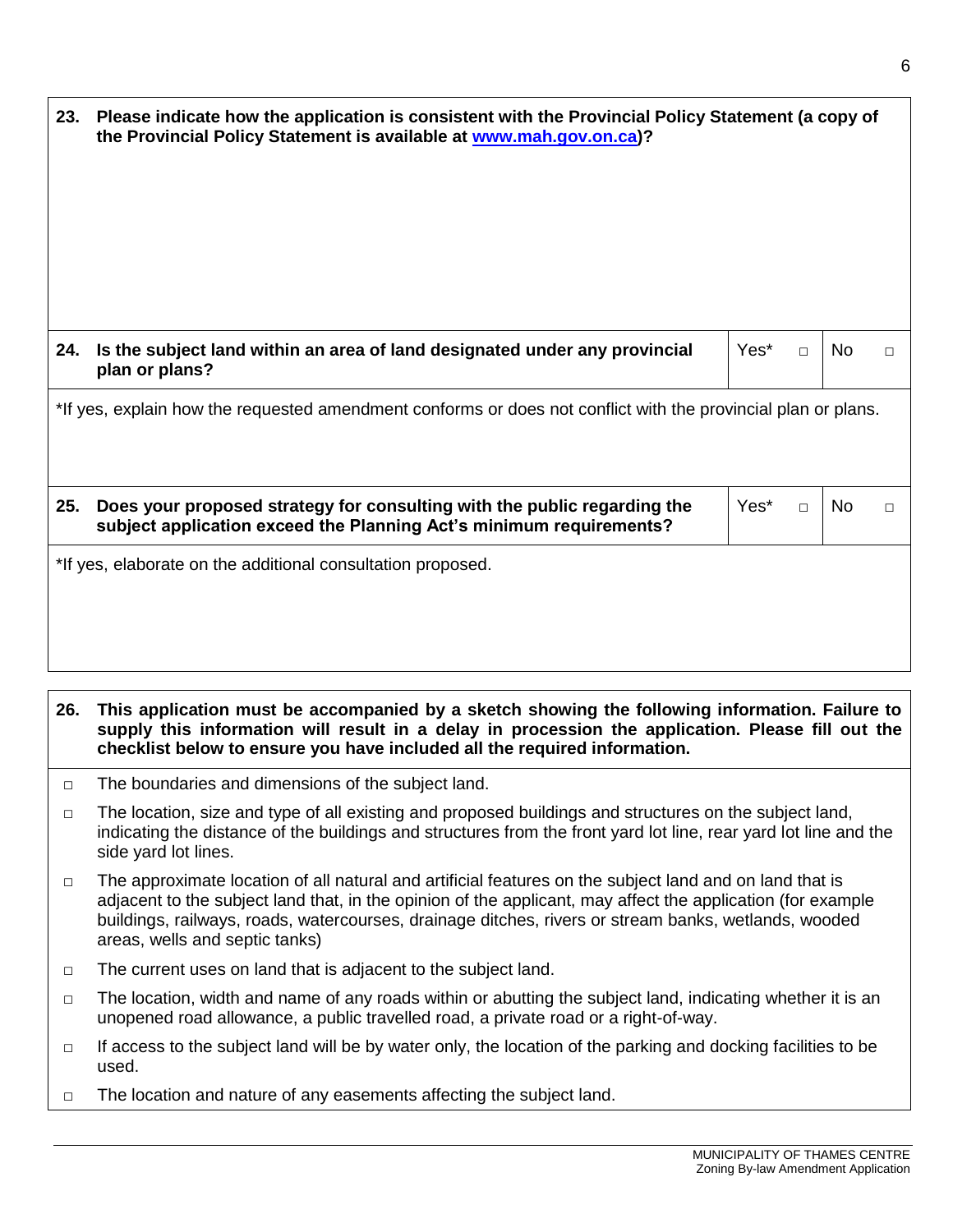**23. Please indicate how the application is consistent with the Provincial Policy Statement (a copy of the Provincial Policy Statement is available at [www.mah.gov.on.ca](http://www.mah.gov.on.ca))?**

| **24. Is the subject land within an area of land designated under any provincial plan or plans?** | Yes* □ | No □ |
|---|---|---|

*If yes, explain how the requested amendment conforms or does not conflict with the provincial plan or plans.

| **25. Does your proposed strategy for consulting with the public regarding the subject application exceed the Planning Act's minimum requirements?** | Yes* □ | No □ |
|---|---|---|

*If yes, elaborate on the additional consultation proposed.

**26. This application must be accompanied by a sketch showing the following information. Failure to supply this information will result in a delay in procession the application. Please fill out the checklist below to ensure you have included all the required information.**

- □ The boundaries and dimensions of the subject land.
- □ The location, size and type of all existing and proposed buildings and structures on the subject land, indicating the distance of the buildings and structures from the front yard lot line, rear yard lot line and the side yard lot lines.
- □ The approximate location of all natural and artificial features on the subject land and on land that is adjacent to the subject land that, in the opinion of the applicant, may affect the application (for example buildings, railways, roads, watercourses, drainage ditches, rivers or stream banks, wetlands, wooded areas, wells and septic tanks)
- □ The current uses on land that is adjacent to the subject land.
- □ The location, width and name of any roads within or abutting the subject land, indicating whether it is an unopened road allowance, a public travelled road, a private road or a right-of-way.
- □ If access to the subject land will be by water only, the location of the parking and docking facilities to be used.
- □ The location and nature of any easements affecting the subject land.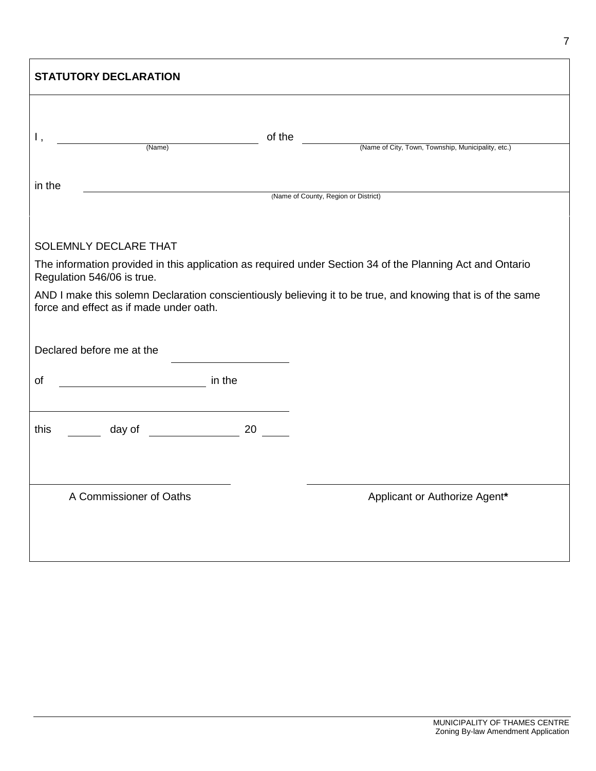## STATUTORY DECLARATION

I, ______________________ of the ______________________
(Name) (Name of City, Town, Township, Municipality, etc.)

in the ______________________
(Name of County, Region or District)

SOLEMNLY DECLARE THAT

The information provided in this application as required under Section 34 of the Planning Act and Ontario Regulation 546/06 is true.

AND I make this solemn Declaration conscientiously believing it to be true, and knowing that is of the same force and effect as if made under oath.

Declared before me at the ______________________

of ______________________ in the

______________________

this ________ day of ______________________ 20 ______

______________________
A Commissioner of Oaths

______________________
Applicant or Authorize Agent*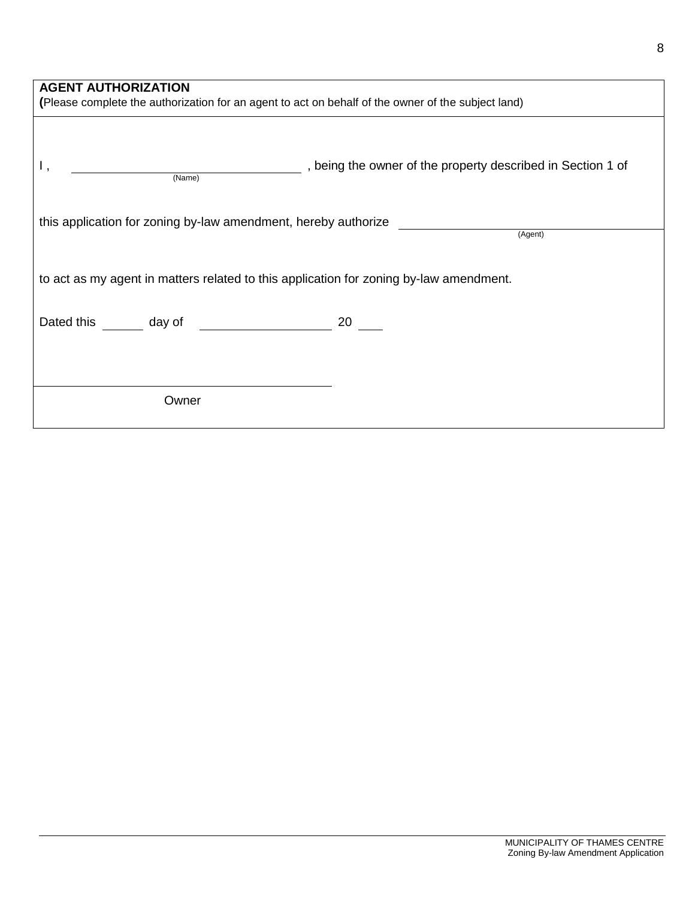**AGENT AUTHORIZATION**
**(**Please complete the authorization for an agent to act on behalf of the owner of the subject land)

I , ______________________________ , being the owner of the property described in Section 1 of
(Name)

this application for zoning by-law amendment, hereby authorize ______________________________
(Agent)

to act as my agent in matters related to this application for zoning by-law amendment.

Dated this ______ day of __________________ 20 ____

______________________________
Owner